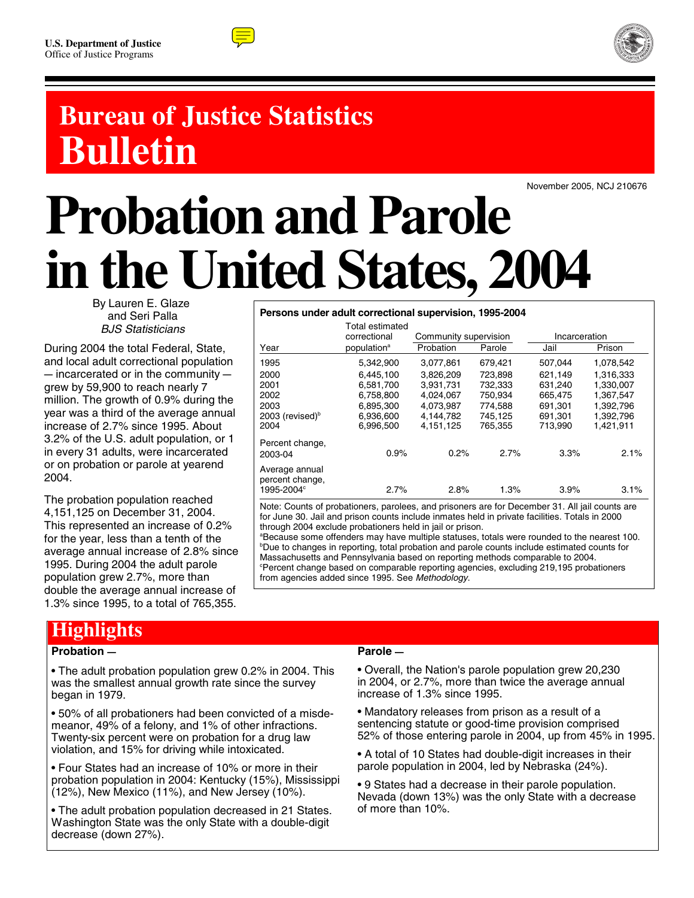U.S. Department of Justice
Office of Justice Programs

# Bureau of Justice Statistics Bulletin

November 2005, NCJ 210676

# Probation and Parole in the United States, 2004

By Lauren E. Glaze
and Seri Palla
*BJS Statisticians*

During 2004 the total Federal, State, and local adult correctional population — incarcerated or in the community — grew by 59,900 to reach nearly 7 million. The growth of 0.9% during the year was a third of the average annual increase of 2.7% since 1995. About 3.2% of the U.S. adult population, or 1 in every 31 adults, were incarcerated or on probation or parole at yearend 2004.

The probation population reached 4,151,125 on December 31, 2004. This represented an increase of 0.2% for the year, less than a tenth of the average annual increase of 2.8% since 1995. During 2004 the adult parole population grew 2.7%, more than double the average annual increase of 1.3% since 1995, to a total of 765,355.

**Persons under adult correctional supervision, 1995-2004**

| Year | Total estimated correctional population[a] | Community supervision | | Incarceration | |
|---|---|---|---|---|---|
| | | Probation | Parole | Jail | Prison |
| 1995 | 5,342,900 | 3,077,861 | 679,421 | 507,044 | 1,078,542 |
| 2000 | 6,445,100 | 3,826,209 | 723,898 | 621,149 | 1,316,333 |
| 2001 | 6,581,700 | 3,931,731 | 732,333 | 631,240 | 1,330,007 |
| 2002 | 6,758,800 | 4,024,067 | 750,934 | 665,475 | 1,367,547 |
| 2003 | 6,895,300 | 4,073,987 | 774,588 | 691,301 | 1,392,796 |
| 2003 (revised)[b] | 6,936,600 | 4,144,782 | 745,125 | 691,301 | 1,392,796 |
| 2004 | 6,996,500 | 4,151,125 | 765,355 | 713,990 | 1,421,911 |
| Percent change, 2003-04 | 0.9% | 0.2% | 2.7% | 3.3% | 2.1% |
| Average annual percent change, 1995-2004[c] | 2.7% | 2.8% | 1.3% | 3.9% | 3.1% |

Note: Counts of probationers, parolees, and prisoners are for December 31. All jail counts are for June 30. Jail and prison counts include inmates held in private facilities. Totals in 2000 through 2004 exclude probationers held in jail or prison.
[a]Because some offenders may have multiple statuses, totals were rounded to the nearest 100.
[b]Due to changes in reporting, total probation and parole counts include estimated counts for Massachusetts and Pennsylvania based on reporting methods comparable to 2004.
[c]Percent change based on comparable reporting agencies, excluding 219,195 probationers from agencies added since 1995. See *Methodology*.

## Highlights

**Probation —**

- The adult probation population grew 0.2% in 2004. This was the smallest annual growth rate since the survey began in 1979.
- 50% of all probationers had been convicted of a misdemeanor, 49% of a felony, and 1% of other infractions. Twenty-six percent were on probation for a drug law violation, and 15% for driving while intoxicated.
- Four States had an increase of 10% or more in their probation population in 2004: Kentucky (15%), Mississippi (12%), New Mexico (11%), and New Jersey (10%).
- The adult probation population decreased in 21 States. Washington State was the only State with a double-digit decrease (down 27%).

**Parole —**

- Overall, the Nation's parole population grew 20,230 in 2004, or 2.7%, more than twice the average annual increase of 1.3% since 1995.
- Mandatory releases from prison as a result of a sentencing statute or good-time provision comprised 52% of those entering parole in 2004, up from 45% in 1995.
- A total of 10 States had double-digit increases in their parole population in 2004, led by Nebraska (24%).
- 9 States had a decrease in their parole population. Nevada (down 13%) was the only State with a decrease of more than 10%.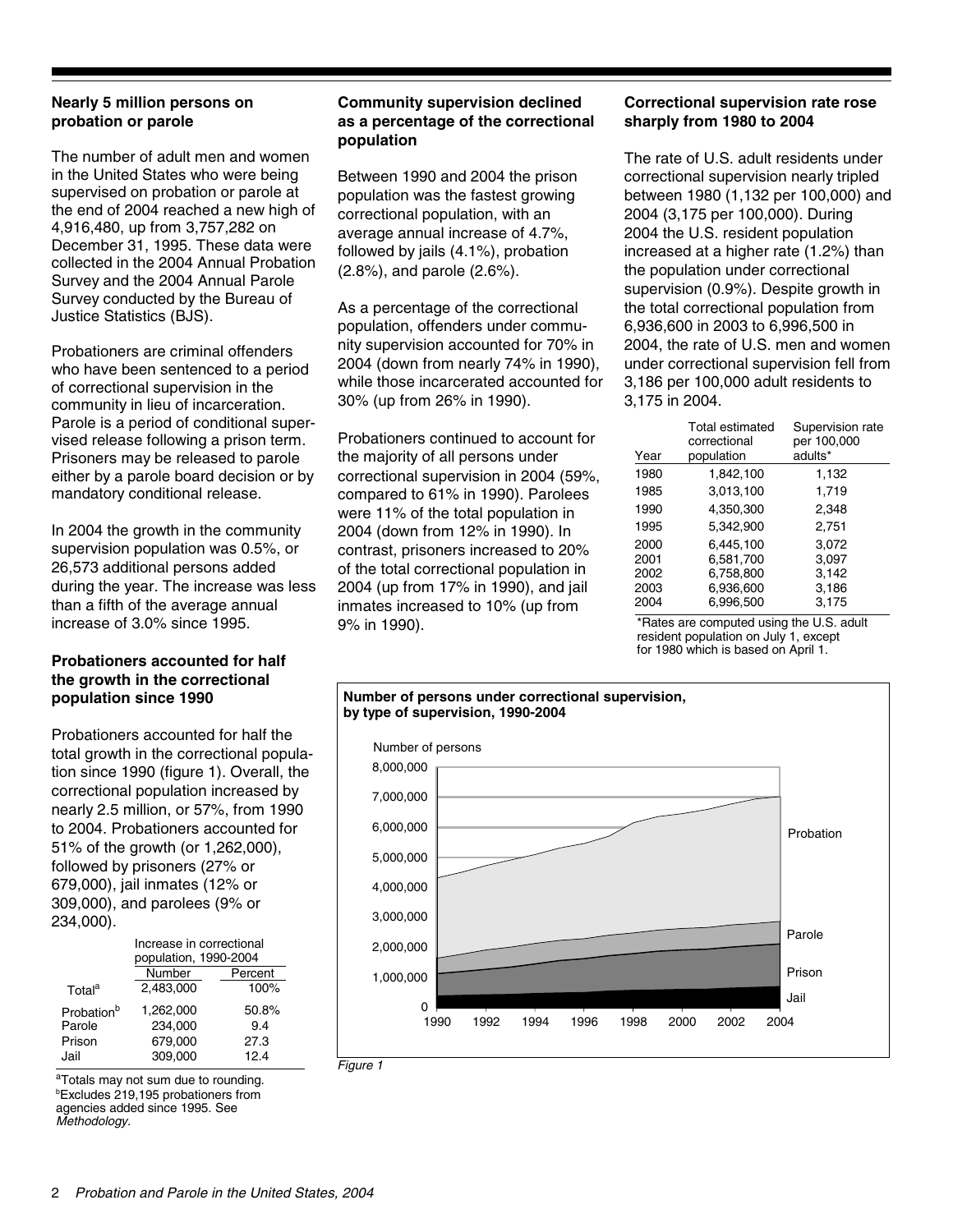### Nearly 5 million persons on probation or parole

The number of adult men and women in the United States who were being supervised on probation or parole at the end of 2004 reached a new high of 4,916,480, up from 3,757,282 on December 31, 1995. These data were collected in the 2004 Annual Probation Survey and the 2004 Annual Parole Survey conducted by the Bureau of Justice Statistics (BJS).

Probationers are criminal offenders who have been sentenced to a period of correctional supervision in the community in lieu of incarceration. Parole is a period of conditional supervised release following a prison term. Prisoners may be released to parole either by a parole board decision or by mandatory conditional release.

In 2004 the growth in the community supervision population was 0.5%, or 26,573 additional persons added during the year. The increase was less than a fifth of the average annual increase of 3.0% since 1995.

### Probationers accounted for half the growth in the correctional population since 1990

Probationers accounted for half the total growth in the correctional population since 1990 (figure 1). Overall, the correctional population increased by nearly 2.5 million, or 57%, from 1990 to 2004. Probationers accounted for 51% of the growth (or 1,262,000), followed by prisoners (27% or 679,000), jail inmates (12% or 309,000), and parolees (9% or 234,000).

| | Increase in correctional population, 1990-2004 | |
|---|---|---|
| | Number | Percent |
| Total[a] | 2,483,000 | 100% |
| Probation[b] | 1,262,000 | 50.8% |
| Parole | 234,000 | 9.4 |
| Prison | 679,000 | 27.3 |
| Jail | 309,000 | 12.4 |

[a]Totals may not sum due to rounding.
[b]Excludes 219,195 probationers from agencies added since 1995. See *Methodology.*

### Community supervision declined as a percentage of the correctional population

Between 1990 and 2004 the prison population was the fastest growing correctional population, with an average annual increase of 4.7%, followed by jails (4.1%), probation (2.8%), and parole (2.6%).

As a percentage of the correctional population, offenders under community supervision accounted for 70% in 2004 (down from nearly 74% in 1990), while those incarcerated accounted for 30% (up from 26% in 1990).

Probationers continued to account for the majority of all persons under correctional supervision in 2004 (59%, compared to 61% in 1990). Parolees were 11% of the total population in 2004 (down from 12% in 1990). In contrast, prisoners increased to 20% of the total correctional population in 2004 (up from 17% in 1990), and jail inmates increased to 10% (up from 9% in 1990).

### Correctional supervision rate rose sharply from 1980 to 2004

The rate of U.S. adult residents under correctional supervision nearly tripled between 1980 (1,132 per 100,000) and 2004 (3,175 per 100,000). During 2004 the U.S. resident population increased at a higher rate (1.2%) than the population under correctional supervision (0.9%). Despite growth in the total correctional population from 6,936,600 in 2003 to 6,996,500 in 2004, the rate of U.S. men and women under correctional supervision fell from 3,186 per 100,000 adult residents to 3,175 in 2004.

| Year | Total estimated correctional population | Supervision rate per 100,000 adults* |
|---|---|---|
| 1980 | 1,842,100 | 1,132 |
| 1985 | 3,013,100 | 1,719 |
| 1990 | 4,350,300 | 2,348 |
| 1995 | 5,342,900 | 2,751 |
| 2000 | 6,445,100 | 3,072 |
| 2001 | 6,581,700 | 3,097 |
| 2002 | 6,758,800 | 3,142 |
| 2003 | 6,936,600 | 3,186 |
| 2004 | 6,996,500 | 3,175 |

*Rates are computed using the U.S. adult resident population on July 1, except for 1980 which is based on April 1.

**Number of persons under correctional supervision, by type of supervision, 1990-2004**

*Figure 1*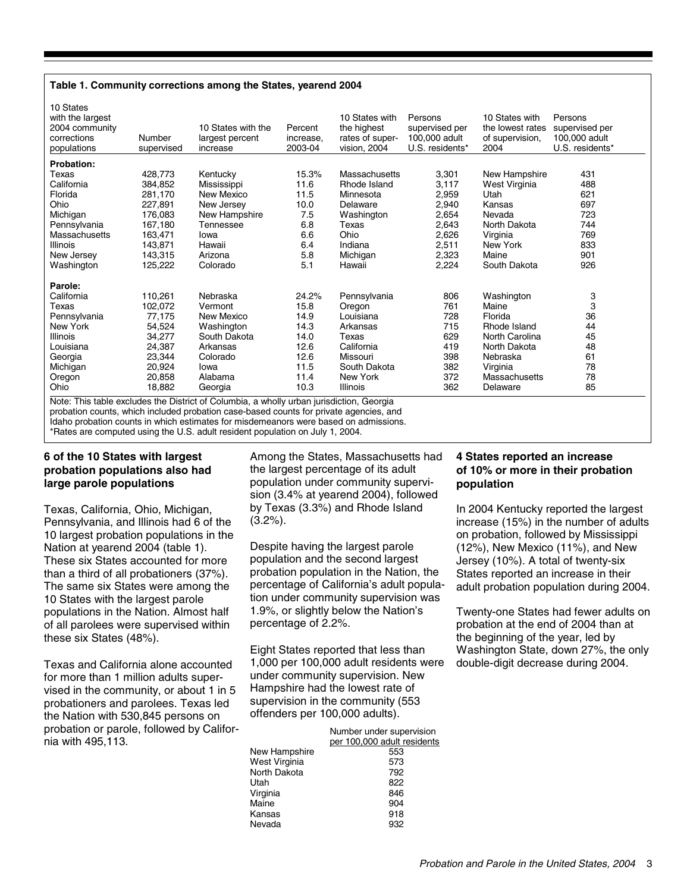**Table 1. Community corrections among the States, yearend 2004**

| 10 States with the largest 2004 community corrections populations | Number supervised | 10 States with the largest percent increase | Percent increase, 2003-04 | 10 States with the highest rates of supervision, 2004 | Persons supervised per 100,000 adult U.S. residents* | 10 States with the lowest rates of supervision, 2004 | Persons supervised per 100,000 adult U.S. residents* |
|---|---|---|---|---|---|---|---|
| **Probation:** | | | | | | | |
| Texas | 428,773 | Kentucky | 15.3% | Massachusetts | 3,301 | New Hampshire | 431 |
| California | 384,852 | Mississippi | 11.6 | Rhode Island | 3,117 | West Virginia | 488 |
| Florida | 281,170 | New Mexico | 11.5 | Minnesota | 2,959 | Utah | 621 |
| Ohio | 227,891 | New Jersey | 10.0 | Delaware | 2,940 | Kansas | 697 |
| Michigan | 176,083 | New Hampshire | 7.5 | Washington | 2,654 | Nevada | 723 |
| Pennsylvania | 167,180 | Tennessee | 6.8 | Texas | 2,643 | North Dakota | 744 |
| Massachusetts | 163,471 | Iowa | 6.6 | Ohio | 2,626 | Virginia | 769 |
| Illinois | 143,871 | Hawaii | 6.4 | Indiana | 2,511 | New York | 833 |
| New Jersey | 143,315 | Arizona | 5.8 | Michigan | 2,323 | Maine | 901 |
| Washington | 125,222 | Colorado | 5.1 | Hawaii | 2,224 | South Dakota | 926 |
| **Parole:** | | | | | | | |
| California | 110,261 | Nebraska | 24.2% | Pennsylvania | 806 | Washington | 3 |
| Texas | 102,072 | Vermont | 15.8 | Oregon | 761 | Maine | 3 |
| Pennsylvania | 77,175 | New Mexico | 14.9 | Louisiana | 728 | Florida | 36 |
| New York | 54,524 | Washington | 14.3 | Arkansas | 715 | Rhode Island | 44 |
| Illinois | 34,277 | South Dakota | 14.0 | Texas | 629 | North Carolina | 45 |
| Louisiana | 24,387 | Arkansas | 12.6 | California | 419 | North Dakota | 48 |
| Georgia | 23,344 | Colorado | 12.6 | Missouri | 398 | Nebraska | 61 |
| Michigan | 20,924 | Iowa | 11.5 | South Dakota | 382 | Virginia | 78 |
| Oregon | 20,858 | Alabama | 11.4 | New York | 372 | Massachusetts | 78 |
| Ohio | 18,882 | Georgia | 10.3 | Illinois | 362 | Delaware | 85 |

Note: This table excludes the District of Columbia, a wholly urban jurisdiction, Georgia probation counts, which included probation case-based counts for private agencies, and Idaho probation counts in which estimates for misdemeanors were based on admissions.
*Rates are computed using the U.S. adult resident population on July 1, 2004.

### 6 of the 10 States with largest probation populations also had large parole populations

Texas, California, Ohio, Michigan, Pennsylvania, and Illinois had 6 of the 10 largest probation populations in the Nation at yearend 2004 (table 1). These six States accounted for more than a third of all probationers (37%). The same six States were among the 10 States with the largest parole populations in the Nation. Almost half of all parolees were supervised within these six States (48%).

Texas and California alone accounted for more than 1 million adults supervised in the community, or about 1 in 5 probationers and parolees. Texas led the Nation with 530,845 persons on probation or parole, followed by California with 495,113.

Among the States, Massachusetts had the largest percentage of its adult population under community supervision (3.4% at yearend 2004), followed by Texas (3.3%) and Rhode Island (3.2%).

Despite having the largest parole population and the second largest probation population in the Nation, the percentage of California's adult population under community supervision was 1.9%, or slightly below the Nation's percentage of 2.2%.

Eight States reported that less than 1,000 per 100,000 adult residents were under community supervision. New Hampshire had the lowest rate of supervision in the community (553 offenders per 100,000 adults).

| | Number under supervision per 100,000 adult residents |
|---|---|
| New Hampshire | 553 |
| West Virginia | 573 |
| North Dakota | 792 |
| Utah | 822 |
| Virginia | 846 |
| Maine | 904 |
| Kansas | 918 |
| Nevada | 932 |

### 4 States reported an increase of 10% or more in their probation population

In 2004 Kentucky reported the largest increase (15%) in the number of adults on probation, followed by Mississippi (12%), New Mexico (11%), and New Jersey (10%). A total of twenty-six States reported an increase in their adult probation population during 2004.

Twenty-one States had fewer adults on probation at the end of 2004 than at the beginning of the year, led by Washington State, down 27%, the only double-digit decrease during 2004.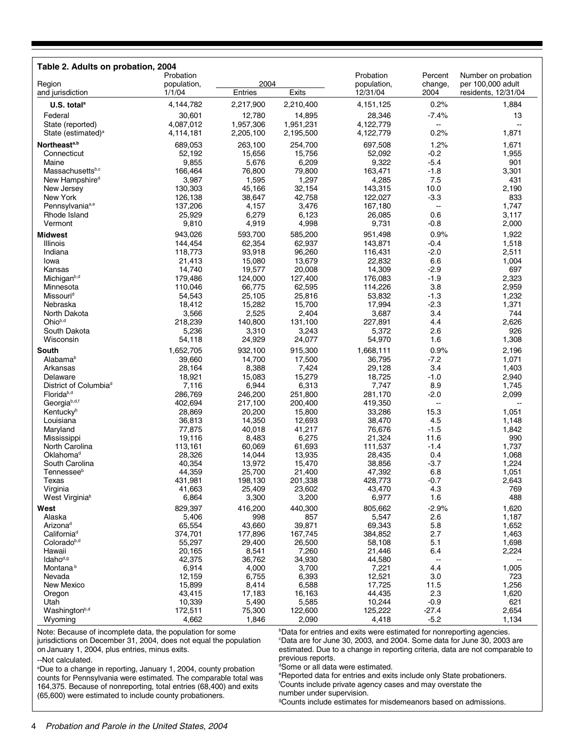**Table 2. Adults on probation, 2004**

| Region and jurisdiction | Probation population, 1/1/04 | 2004 Entries | 2004 Exits | Probation population, 12/31/04 | Percent change, 2004 | Number on probation per 100,000 adult residents, 12/31/04 |
|---|---|---|---|---|---|---|
| **U.S. total**[a] | 4,144,782 | 2,217,900 | 2,210,400 | 4,151,125 | 0.2% | 1,884 |
| Federal | 30,601 | 12,780 | 14,895 | 28,346 | -7.4% | 13 |
| State (reported) | 4,087,012 | 1,957,306 | 1,951,231 | 4,122,779 | -- | -- |
| State (estimated)[a] | 4,114,181 | 2,205,100 | 2,195,500 | 4,122,779 | 0.2% | 1,871 |
| **Northeast**[a,b] | 689,053 | 263,100 | 254,700 | 697,508 | 1.2% | 1,671 |
| Connecticut | 52,192 | 15,656 | 15,756 | 52,092 | -0.2 | 1,955 |
| Maine | 9,855 | 5,676 | 6,209 | 9,322 | -5.4 | 901 |
| Massachusetts[b,c] | 166,464 | 76,800 | 79,800 | 163,471 | -1.8 | 3,301 |
| New Hampshire[d] | 3,987 | 1,595 | 1,297 | 4,285 | 7.5 | 431 |
| New Jersey | 130,303 | 45,166 | 32,154 | 143,315 | 10.0 | 2,190 |
| New York | 126,138 | 38,647 | 42,758 | 122,027 | -3.3 | 833 |
| Pennsylvania[a,e] | 137,206 | 4,157 | 3,476 | 167,180 | -- | 1,747 |
| Rhode Island | 25,929 | 6,279 | 6,123 | 26,085 | 0.6 | 3,117 |
| Vermont | 9,810 | 4,919 | 4,998 | 9,731 | -0.8 | 2,000 |
| **Midwest** | 943,026 | 593,700 | 585,200 | 951,498 | 0.9% | 1,922 |
| Illinois | 144,454 | 62,354 | 62,937 | 143,871 | -0.4 | 1,518 |
| Indiana | 118,773 | 93,918 | 96,260 | 116,431 | -2.0 | 2,511 |
| Iowa | 21,413 | 15,080 | 13,679 | 22,832 | 6.6 | 1,004 |
| Kansas | 14,740 | 19,577 | 20,008 | 14,309 | -2.9 | 697 |
| Michigan[b,d] | 179,486 | 124,000 | 127,400 | 176,083 | -1.9 | 2,323 |
| Minnesota | 110,046 | 66,775 | 62,595 | 114,226 | 3.8 | 2,959 |
| Missouri[d] | 54,543 | 25,105 | 25,816 | 53,832 | -1.3 | 1,232 |
| Nebraska | 18,412 | 15,282 | 15,700 | 17,994 | -2.3 | 1,371 |
| North Dakota | 3,566 | 2,525 | 2,404 | 3,687 | 3.4 | 744 |
| Ohio[b,d] | 218,239 | 140,800 | 131,100 | 227,891 | 4.4 | 2,626 |
| South Dakota | 5,236 | 3,310 | 3,243 | 5,372 | 2.6 | 926 |
| Wisconsin | 54,118 | 24,929 | 24,077 | 54,970 | 1.6 | 1,308 |
| **South** | 1,652,705 | 932,100 | 915,300 | 1,668,111 | 0.9% | 2,196 |
| Alabama[b] | 39,660 | 14,700 | 17,500 | 36,795 | -7.2 | 1,071 |
| Arkansas | 28,164 | 8,388 | 7,424 | 29,128 | 3.4 | 1,403 |
| Delaware | 18,921 | 15,083 | 15,279 | 18,725 | -1.0 | 2,940 |
| District of Columbia[d] | 7,116 | 6,944 | 6,313 | 7,747 | 8.9 | 1,745 |
| Florida[b,d] | 286,769 | 246,200 | 251,800 | 281,170 | -2.0 | 2,099 |
| Georgia[b,d,f] | 402,694 | 217,100 | 200,400 | 419,350 | -- | -- |
| Kentucky[b] | 28,869 | 20,200 | 15,800 | 33,286 | 15.3 | 1,051 |
| Louisiana | 36,813 | 14,350 | 12,693 | 38,470 | 4.5 | 1,148 |
| Maryland | 77,875 | 40,018 | 41,217 | 76,676 | -1.5 | 1,842 |
| Mississippi | 19,116 | 8,483 | 6,275 | 21,324 | 11.6 | 990 |
| North Carolina | 113,161 | 60,069 | 61,693 | 111,537 | -1.4 | 1,737 |
| Oklahoma[d] | 28,326 | 14,044 | 13,935 | 28,435 | 0.4 | 1,068 |
| South Carolina | 40,354 | 13,972 | 15,470 | 38,856 | -3.7 | 1,224 |
| Tennessee[b] | 44,359 | 25,700 | 21,400 | 47,392 | 6.8 | 1,051 |
| Texas | 431,981 | 198,130 | 201,338 | 428,773 | -0.7 | 2,643 |
| Virginia | 41,663 | 25,409 | 23,602 | 43,470 | 4.3 | 769 |
| West Virginia[b] | 6,864 | 3,300 | 3,200 | 6,977 | 1.6 | 488 |
| **West** | 829,397 | 416,200 | 440,300 | 805,662 | -2.9% | 1,620 |
| Alaska | 5,406 | 998 | 857 | 5,547 | 2.6 | 1,187 |
| Arizona[d] | 65,554 | 43,660 | 39,871 | 69,343 | 5.8 | 1,652 |
| California[d] | 374,701 | 177,896 | 167,745 | 384,852 | 2.7 | 1,463 |
| Colorado[b,d] | 55,297 | 29,400 | 26,500 | 58,108 | 5.1 | 1,698 |
| Hawaii | 20,165 | 8,541 | 7,260 | 21,446 | 6.4 | 2,224 |
| Idaho[d,g] | 42,375 | 36,762 | 34,930 | 44,580 | -- | -- |
| Montana[b] | 6,914 | 4,000 | 3,700 | 7,221 | 4.4 | 1,005 |
| Nevada | 12,159 | 6,755 | 6,393 | 12,521 | 3.0 | 723 |
| New Mexico | 15,899 | 8,414 | 6,588 | 17,725 | 11.5 | 1,256 |
| Oregon | 43,415 | 17,183 | 16,163 | 44,435 | 2.3 | 1,620 |
| Utah | 10,339 | 5,490 | 5,585 | 10,244 | -0.9 | 621 |
| Washington[b,d] | 172,511 | 75,300 | 122,600 | 125,222 | -27.4 | 2,654 |
| Wyoming | 4,662 | 1,846 | 2,090 | 4,418 | -5.2 | 1,134 |

Note: Because of incomplete data, the population for some jurisdictions on December 31, 2004, does not equal the population on January 1, 2004, plus entries, minus exits.

--Not calculated.

[a]Due to a change in reporting, January 1, 2004, county probation counts for Pennsylvania were estimated. The comparable total was 164,375. Because of nonreporting, total entries (68,400) and exits (65,600) were estimated to include county probationers.

[b]Data for entries and exits were estimated for nonreporting agencies.

[c]Data are for June 30, 2003, and 2004. Some data for June 30, 2003 are estimated. Due to a change in reporting criteria, data are not comparable to previous reports.

[d]Some or all data were estimated.

[e]Reported data for entries and exits include only State probationers.

[f]Counts include private agency cases and may overstate the number under supervision.

[g]Counts include estimates for misdemeanors based on admissions.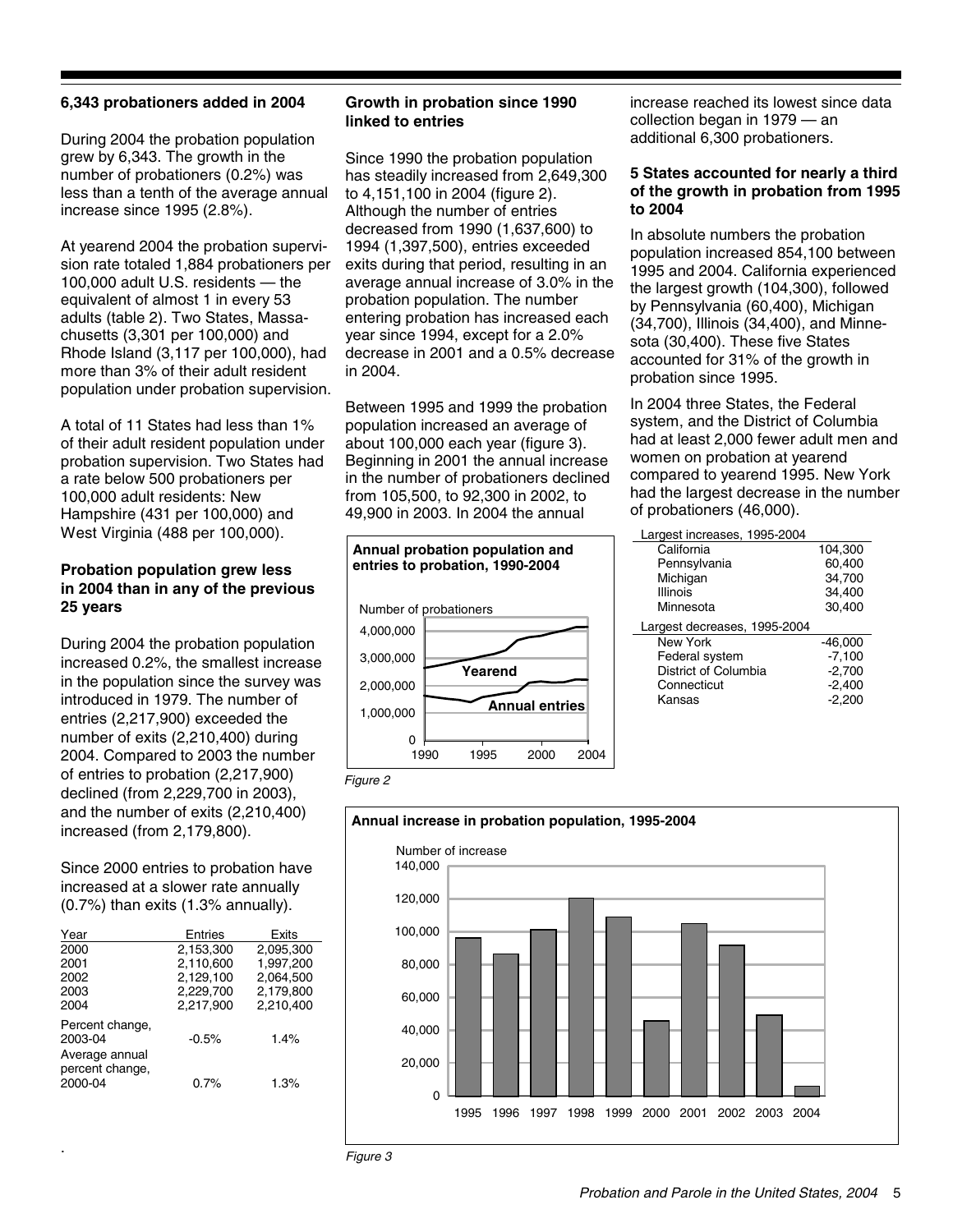### 6,343 probationers added in 2004

During 2004 the probation population grew by 6,343. The growth in the number of probationers (0.2%) was less than a tenth of the average annual increase since 1995 (2.8%).

At yearend 2004 the probation supervision rate totaled 1,884 probationers per 100,000 adult U.S. residents — the equivalent of almost 1 in every 53 adults (table 2). Two States, Massachusetts (3,301 per 100,000) and Rhode Island (3,117 per 100,000), had more than 3% of their adult resident population under probation supervision.

A total of 11 States had less than 1% of their adult resident population under probation supervision. Two States had a rate below 500 probationers per 100,000 adult residents: New Hampshire (431 per 100,000) and West Virginia (488 per 100,000).

### Probation population grew less in 2004 than in any of the previous 25 years

During 2004 the probation population increased 0.2%, the smallest increase in the population since the survey was introduced in 1979. The number of entries (2,217,900) exceeded the number of exits (2,210,400) during 2004. Compared to 2003 the number of entries to probation (2,217,900) declined (from 2,229,700 in 2003), and the number of exits (2,210,400) increased (from 2,179,800).

Since 2000 entries to probation have increased at a slower rate annually (0.7%) than exits (1.3% annually).

| Year | Entries | Exits |
|---|---|---|
| 2000 | 2,153,300 | 2,095,300 |
| 2001 | 2,110,600 | 1,997,200 |
| 2002 | 2,129,100 | 2,064,500 |
| 2003 | 2,229,700 | 2,179,800 |
| 2004 | 2,217,900 | 2,210,400 |
| Percent change, 2003-04 | -0.5% | 1.4% |
| Average annual percent change, 2000-04 | 0.7% | 1.3% |

### Growth in probation since 1990 linked to entries

Since 1990 the probation population has steadily increased from 2,649,300 to 4,151,100 in 2004 (figure 2). Although the number of entries decreased from 1990 (1,637,600) to 1994 (1,397,500), entries exceeded exits during that period, resulting in an average annual increase of 3.0% in the probation population. The number entering probation has increased each year since 1994, except for a 2.0% decrease in 2001 and a 0.5% decrease in 2004.

Between 1995 and 1999 the probation population increased an average of about 100,000 each year (figure 3). Beginning in 2001 the annual increase in the number of probationers declined from 105,500, to 92,300 in 2002, to 49,900 in 2003. In 2004 the annual increase reached its lowest since data collection began in 1979 — an additional 6,300 probationers.

**Annual probation population and entries to probation, 1990-2004**

Number of probationers

(Line chart: Yearend; Annual entries; y-axis 0 to 4,000,000; x-axis 1990 to 2004)

*Figure 2*

### 5 States accounted for nearly a third of the growth in probation from 1995 to 2004

In absolute numbers the probation population increased 854,100 between 1995 and 2004. California experienced the largest growth (104,300), followed by Pennsylvania (60,400), Michigan (34,700), Illinois (34,400), and Minnesota (30,400). These five States accounted for 31% of the growth in probation since 1995.

In 2004 three States, the Federal system, and the District of Columbia had at least 2,000 fewer adult men and women on probation at yearend compared to yearend 1995. New York had the largest decrease in the number of probationers (46,000).

| Largest increases, 1995-2004 | |
|---|---|
| California | 104,300 |
| Pennsylvania | 60,400 |
| Michigan | 34,700 |
| Illinois | 34,400 |
| Minnesota | 30,400 |
| **Largest decreases, 1995-2004** | |
| New York | -46,000 |
| Federal system | -7,100 |
| District of Columbia | -2,700 |
| Connecticut | -2,400 |
| Kansas | -2,200 |

**Annual increase in probation population, 1995-2004**

Number of increase

(Bar chart: y-axis 0 to 140,000; x-axis 1995 to 2004)

*Figure 3*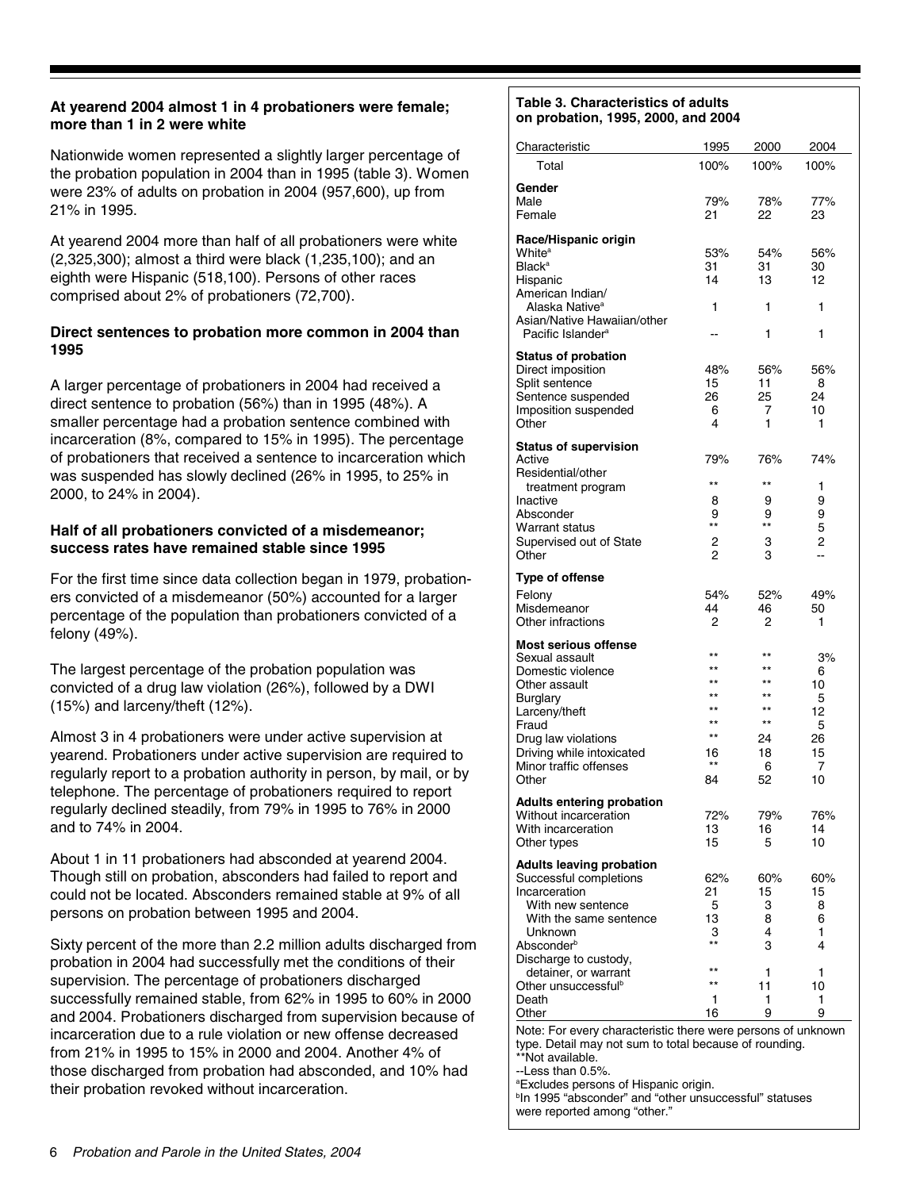### At yearend 2004 almost 1 in 4 probationers were female; more than 1 in 2 were white

Nationwide women represented a slightly larger percentage of the probation population in 2004 than in 1995 (table 3). Women were 23% of adults on probation in 2004 (957,600), up from 21% in 1995.

At yearend 2004 more than half of all probationers were white (2,325,300); almost a third were black (1,235,100); and an eighth were Hispanic (518,100). Persons of other races comprised about 2% of probationers (72,700).

### Direct sentences to probation more common in 2004 than 1995

A larger percentage of probationers in 2004 had received a direct sentence to probation (56%) than in 1995 (48%). A smaller percentage had a probation sentence combined with incarceration (8%, compared to 15% in 1995). The percentage of probationers that received a sentence to incarceration which was suspended has slowly declined (26% in 1995, to 25% in 2000, to 24% in 2004).

### Half of all probationers convicted of a misdemeanor; success rates have remained stable since 1995

For the first time since data collection began in 1979, probationers convicted of a misdemeanor (50%) accounted for a larger percentage of the population than probationers convicted of a felony (49%).

The largest percentage of the probation population was convicted of a drug law violation (26%), followed by a DWI (15%) and larceny/theft (12%).

Almost 3 in 4 probationers were under active supervision at yearend. Probationers under active supervision are required to regularly report to a probation authority in person, by mail, or by telephone. The percentage of probationers required to report regularly declined steadily, from 79% in 1995 to 76% in 2000 and to 74% in 2004.

About 1 in 11 probationers had absconded at yearend 2004. Though still on probation, absconders had failed to report and could not be located. Absconders remained stable at 9% of all persons on probation between 1995 and 2004.

Sixty percent of the more than 2.2 million adults discharged from probation in 2004 had successfully met the conditions of their supervision. The percentage of probationers discharged successfully remained stable, from 62% in 1995 to 60% in 2000 and 2004. Probationers discharged from supervision because of incarceration due to a rule violation or new offense decreased from 21% in 1995 to 15% in 2000 and 2004. Another 4% of those discharged from probation had absconded, and 10% had their probation revoked without incarceration.

**Table 3. Characteristics of adults on probation, 1995, 2000, and 2004**

| Characteristic | 1995 | 2000 | 2004 |
|---|---|---|---|
| Total | 100% | 100% | 100% |
| **Gender** | | | |
| Male | 79% | 78% | 77% |
| Female | 21 | 22 | 23 |
| **Race/Hispanic origin** | | | |
| White[a] | 53% | 54% | 56% |
| Black[a] | 31 | 31 | 30 |
| Hispanic | 14 | 13 | 12 |
| American Indian/ Alaska Native[a] | 1 | 1 | 1 |
| Asian/Native Hawaiian/other Pacific Islander[a] | -- | 1 | 1 |
| **Status of probation** | | | |
| Direct imposition | 48% | 56% | 56% |
| Split sentence | 15 | 11 | 8 |
| Sentence suspended | 26 | 25 | 24 |
| Imposition suspended | 6 | 7 | 10 |
| Other | 4 | 1 | 1 |
| **Status of supervision** | | | |
| Active | 79% | 76% | 74% |
| Residential/other treatment program | ** | ** | 1 |
| Inactive | 8 | 9 | 9 |
| Absconder | 9 | 9 | 9 |
| Warrant status | ** | ** | 5 |
| Supervised out of State | 2 | 3 | 2 |
| Other | 2 | 3 | -- |
| **Type of offense** | | | |
| Felony | 54% | 52% | 49% |
| Misdemeanor | 44 | 46 | 50 |
| Other infractions | 2 | 2 | 1 |
| **Most serious offense** | | | |
| Sexual assault | ** | ** | 3% |
| Domestic violence | ** | ** | 6 |
| Other assault | ** | ** | 10 |
| Burglary | ** | ** | 5 |
| Larceny/theft | ** | ** | 12 |
| Fraud | ** | ** | 5 |
| Drug law violations | ** | 24 | 26 |
| Driving while intoxicated | 16 | 18 | 15 |
| Minor traffic offenses | ** | 6 | 7 |
| Other | 84 | 52 | 10 |
| **Adults entering probation** | | | |
| Without incarceration | 72% | 79% | 76% |
| With incarceration | 13 | 16 | 14 |
| Other types | 15 | 5 | 10 |
| **Adults leaving probation** | | | |
| Successful completions | 62% | 60% | 60% |
| Incarceration | 21 | 15 | 15 |
| With new sentence | 5 | 3 | 8 |
| With the same sentence | 13 | 8 | 6 |
| Unknown | 3 | 4 | 1 |
| Absconder[b] | ** | 3 | 4 |
| Discharge to custody, detainer, or warrant | ** | 1 | 1 |
| Other unsuccessful[b] | ** | 11 | 10 |
| Death | 1 | 1 | 1 |
| Other | 16 | 9 | 9 |

Note: For every characteristic there were persons of unknown type. Detail may not sum to total because of rounding.
**Not available.
--Less than 0.5%.
[a]Excludes persons of Hispanic origin.
[b]In 1995 "absconder" and "other unsuccessful" statuses were reported among "other."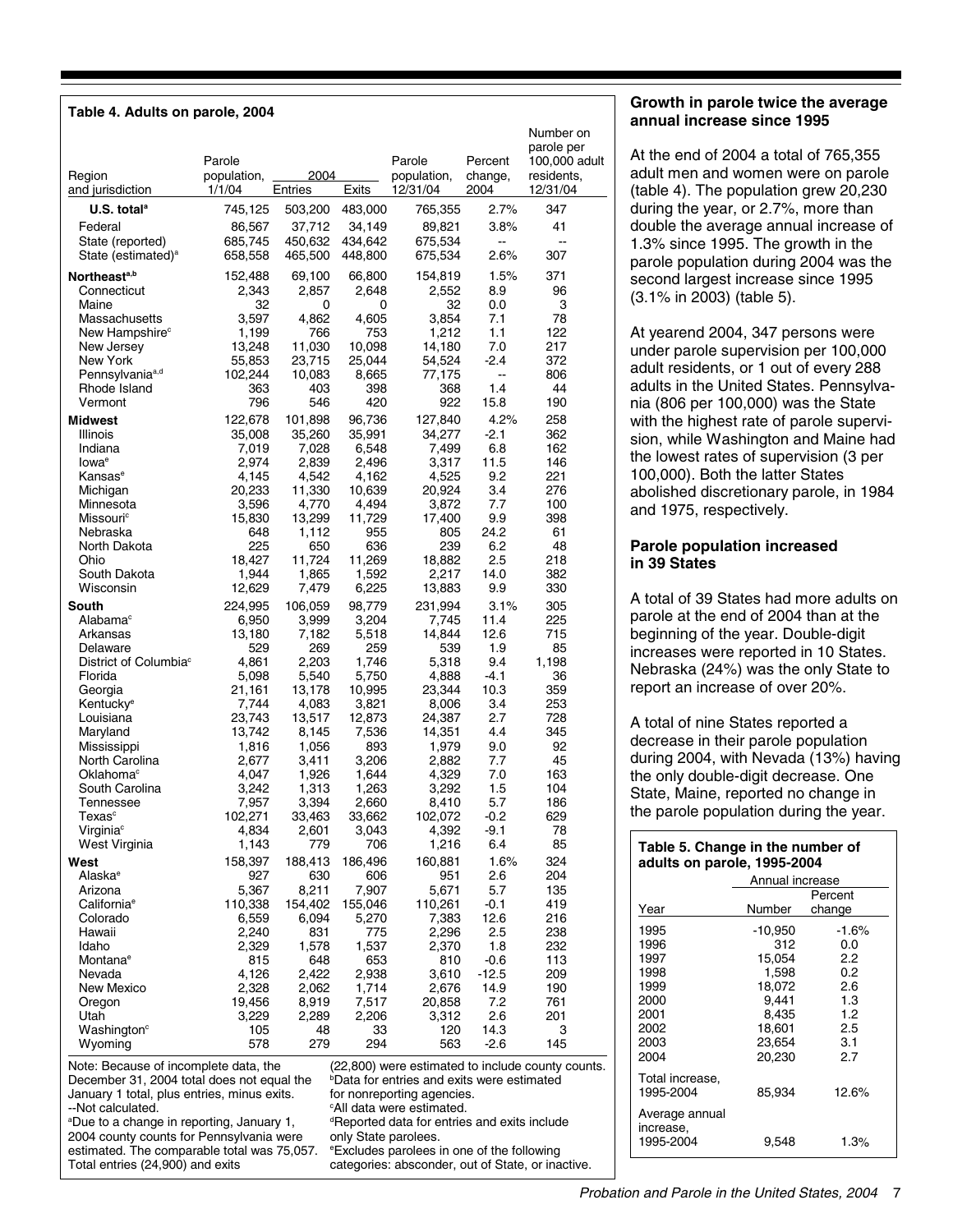**Table 4. Adults on parole, 2004**

| Region and jurisdiction | Parole population, 1/1/04 | 2004 Entries | 2004 Exits | Parole population, 12/31/04 | Percent change, 2004 | Number on parole per 100,000 adult residents, 12/31/04 |
|---|---|---|---|---|---|---|
| **U.S. total**[a] | 745,125 | 503,200 | 483,000 | 765,355 | 2.7% | 347 |
| Federal | 86,567 | 37,712 | 34,149 | 89,821 | 3.8% | 41 |
| State (reported) | 685,745 | 450,632 | 434,642 | 675,534 | -- | -- |
| State (estimated)[a] | 658,558 | 465,500 | 448,800 | 675,534 | 2.6% | 307 |
| **Northeast**[a,b] | 152,488 | 69,100 | 66,800 | 154,819 | 1.5% | 371 |
| Connecticut | 2,343 | 2,857 | 2,648 | 2,552 | 8.9 | 96 |
| Maine | 32 | 0 | 0 | 32 | 0.0 | 3 |
| Massachusetts | 3,597 | 4,862 | 4,605 | 3,854 | 7.1 | 78 |
| New Hampshire[c] | 1,199 | 766 | 753 | 1,212 | 1.1 | 122 |
| New Jersey | 13,248 | 11,030 | 10,098 | 14,180 | 7.0 | 217 |
| New York | 55,853 | 23,715 | 25,044 | 54,524 | -2.4 | 372 |
| Pennsylvania[a,d] | 102,244 | 10,083 | 8,665 | 77,175 | -- | 806 |
| Rhode Island | 363 | 403 | 398 | 368 | 1.4 | 44 |
| Vermont | 796 | 546 | 420 | 922 | 15.8 | 190 |
| **Midwest** | 122,678 | 101,898 | 96,736 | 127,840 | 4.2% | 258 |
| Illinois | 35,008 | 35,260 | 35,991 | 34,277 | -2.1 | 362 |
| Indiana | 7,019 | 7,028 | 6,548 | 7,499 | 6.8 | 162 |
| Iowa[e] | 2,974 | 2,839 | 2,496 | 3,317 | 11.5 | 146 |
| Kansas[e] | 4,145 | 4,542 | 4,162 | 4,525 | 9.2 | 221 |
| Michigan | 20,233 | 11,330 | 10,639 | 20,924 | 3.4 | 276 |
| Minnesota | 3,596 | 4,770 | 4,494 | 3,872 | 7.7 | 100 |
| Missouri[c] | 15,830 | 13,299 | 11,729 | 17,400 | 9.9 | 398 |
| Nebraska | 648 | 1,112 | 955 | 805 | 24.2 | 61 |
| North Dakota | 225 | 650 | 636 | 239 | 6.2 | 48 |
| Ohio | 18,427 | 11,724 | 11,269 | 18,882 | 2.5 | 218 |
| South Dakota | 1,944 | 1,865 | 1,592 | 2,217 | 14.0 | 382 |
| Wisconsin | 12,629 | 7,479 | 6,225 | 13,883 | 9.9 | 330 |
| **South** | 224,995 | 106,059 | 98,779 | 231,994 | 3.1% | 305 |
| Alabama[c] | 6,950 | 3,999 | 3,204 | 7,745 | 11.4 | 225 |
| Arkansas | 13,180 | 7,182 | 5,518 | 14,844 | 12.6 | 715 |
| Delaware | 529 | 269 | 259 | 539 | 1.9 | 85 |
| District of Columbia[c] | 4,861 | 2,203 | 1,746 | 5,318 | 9.4 | 1,198 |
| Florida | 5,098 | 5,540 | 5,750 | 4,888 | -4.1 | 36 |
| Georgia | 21,161 | 13,178 | 10,995 | 23,344 | 10.3 | 359 |
| Kentucky[e] | 7,744 | 4,083 | 3,821 | 8,006 | 3.4 | 253 |
| Louisiana | 23,743 | 13,517 | 12,873 | 24,387 | 2.7 | 728 |
| Maryland | 13,742 | 8,145 | 7,536 | 14,351 | 4.4 | 345 |
| Mississippi | 1,816 | 1,056 | 893 | 1,979 | 9.0 | 92 |
| North Carolina | 2,677 | 3,411 | 3,206 | 2,882 | 7.7 | 45 |
| Oklahoma[c] | 4,047 | 1,926 | 1,644 | 4,329 | 7.0 | 163 |
| South Carolina | 3,242 | 1,313 | 1,263 | 3,292 | 1.5 | 104 |
| Tennessee | 7,957 | 3,394 | 2,660 | 8,410 | 5.7 | 186 |
| Texas[c] | 102,271 | 33,463 | 33,662 | 102,072 | -0.2 | 629 |
| Virginia[c] | 4,834 | 2,601 | 3,043 | 4,392 | -9.1 | 78 |
| West Virginia | 1,143 | 779 | 706 | 1,216 | 6.4 | 85 |
| **West** | 158,397 | 188,413 | 186,496 | 160,881 | 1.6% | 324 |
| Alaska[e] | 927 | 630 | 606 | 951 | 2.6 | 204 |
| Arizona | 5,367 | 8,211 | 7,907 | 5,671 | 5.7 | 135 |
| California[e] | 110,338 | 154,402 | 155,046 | 110,261 | -0.1 | 419 |
| Colorado | 6,559 | 6,094 | 5,270 | 7,383 | 12.6 | 216 |
| Hawaii | 2,240 | 831 | 775 | 2,296 | 2.5 | 238 |
| Idaho | 2,329 | 1,578 | 1,537 | 2,370 | 1.8 | 232 |
| Montana[e] | 815 | 648 | 653 | 810 | -0.6 | 113 |
| Nevada | 4,126 | 2,422 | 2,938 | 3,610 | -12.5 | 209 |
| New Mexico | 2,328 | 2,062 | 1,714 | 2,676 | 14.9 | 190 |
| Oregon | 19,456 | 8,919 | 7,517 | 20,858 | 7.2 | 761 |
| Utah | 3,229 | 2,289 | 2,206 | 3,312 | 2.6 | 201 |
| Washington[c] | 105 | 48 | 33 | 120 | 14.3 | 3 |
| Wyoming | 578 | 279 | 294 | 563 | -2.6 | 145 |

Note: Because of incomplete data, the December 31, 2004 total does not equal the January 1 total, plus entries, minus exits.
--Not calculated.
[a]Due to a change in reporting, January 1, 2004 county counts for Pennsylvania were estimated. The comparable total was 75,057. Total entries (24,900) and exits (22,800) were estimated to include county counts.
[b]Data for entries and exits were estimated for nonreporting agencies.
[c]All data were estimated.
[d]Reported data for entries and exits include only State parolees.
[e]Excludes parolees in one of the following categories: absconder, out of State, or inactive.

### Growth in parole twice the average annual increase since 1995

At the end of 2004 a total of 765,355 adult men and women were on parole (table 4). The population grew 20,230 during the year, or 2.7%, more than double the average annual increase of 1.3% since 1995. The growth in the parole population during 2004 was the second largest increase since 1995 (3.1% in 2003) (table 5).

At yearend 2004, 347 persons were under parole supervision per 100,000 adult residents, or 1 out of every 288 adults in the United States. Pennsylvania (806 per 100,000) was the State with the highest rate of parole supervision, while Washington and Maine had the lowest rates of supervision (3 per 100,000). Both the latter States abolished discretionary parole, in 1984 and 1975, respectively.

### Parole population increased in 39 States

A total of 39 States had more adults on parole at the end of 2004 than at the beginning of the year. Double-digit increases were reported in 10 States. Nebraska (24%) was the only State to report an increase of over 20%.

A total of nine States reported a decrease in their parole population during 2004, with Nevada (13%) having the only double-digit decrease. One State, Maine, reported no change in the parole population during the year.

**Table 5. Change in the number of adults on parole, 1995-2004**

| Year | Annual increase: Number | Annual increase: Percent change |
|---|---|---|
| 1995 | -10,950 | -1.6% |
| 1996 | 312 | 0.0 |
| 1997 | 15,054 | 2.2 |
| 1998 | 1,598 | 0.2 |
| 1999 | 18,072 | 2.6 |
| 2000 | 9,441 | 1.3 |
| 2001 | 8,435 | 1.2 |
| 2002 | 18,601 | 2.5 |
| 2003 | 23,654 | 3.1 |
| 2004 | 20,230 | 2.7 |
| Total increase, 1995-2004 | 85,934 | 12.6% |
| Average annual increase, 1995-2004 | 9,548 | 1.3% |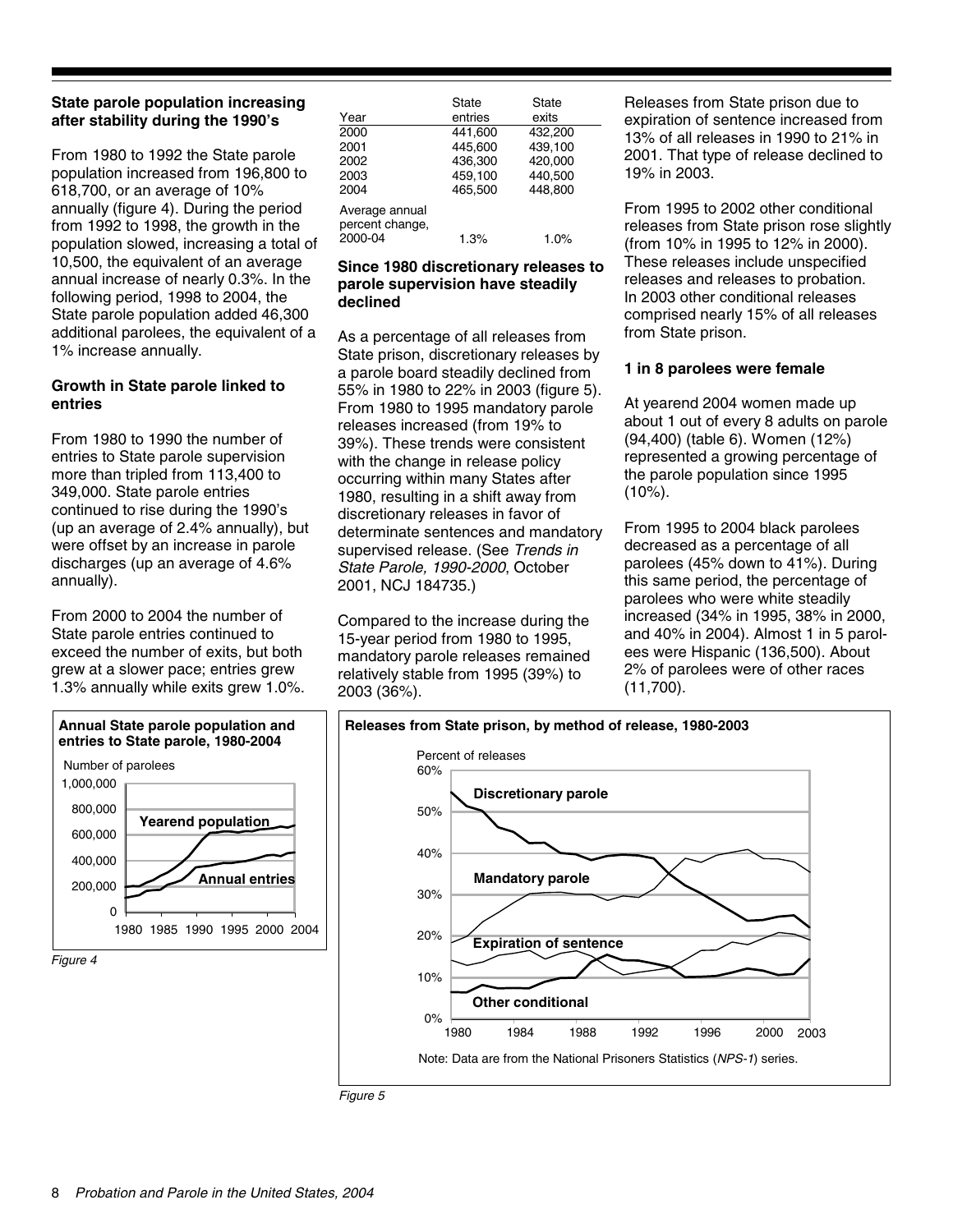### State parole population increasing after stability during the 1990's

From 1980 to 1992 the State parole population increased from 196,800 to 618,700, or an average of 10% annually (figure 4). During the period from 1992 to 1998, the growth in the population slowed, increasing a total of 10,500, the equivalent of an average annual increase of nearly 0.3%. In the following period, 1998 to 2004, the State parole population added 46,300 additional parolees, the equivalent of a 1% increase annually.

### Growth in State parole linked to entries

From 1980 to 1990 the number of entries to State parole supervision more than tripled from 113,400 to 349,000. State parole entries continued to rise during the 1990's (up an average of 2.4% annually), but were offset by an increase in parole discharges (up an average of 4.6% annually).

From 2000 to 2004 the number of State parole entries continued to exceed the number of exits, but both grew at a slower pace; entries grew 1.3% annually while exits grew 1.0%.

**Annual State parole population and entries to State parole, 1980-2004**

*Figure 4*

| Year | State entries | State exits |
|---|---|---|
| 2000 | 441,600 | 432,200 |
| 2001 | 445,600 | 439,100 |
| 2002 | 436,300 | 420,000 |
| 2003 | 459,100 | 440,500 |
| 2004 | 465,500 | 448,800 |
| Average annual percent change, 2000-04 | 1.3% | 1.0% |

### Since 1980 discretionary releases to parole supervision have steadily declined

As a percentage of all releases from State prison, discretionary releases by a parole board steadily declined from 55% in 1980 to 22% in 2003 (figure 5). From 1980 to 1995 mandatory parole releases increased (from 19% to 39%). These trends were consistent with the change in release policy occurring within many States after 1980, resulting in a shift away from discretionary releases in favor of determinate sentences and mandatory supervised release. (See *Trends in State Parole, 1990-2000*, October 2001, NCJ 184735.)

Compared to the increase during the 15-year period from 1980 to 1995, mandatory parole releases remained relatively stable from 1995 (39%) to 2003 (36%).

Releases from State prison due to expiration of sentence increased from 13% of all releases in 1990 to 21% in 2001. That type of release declined to 19% in 2003.

From 1995 to 2002 other conditional releases from State prison rose slightly (from 10% in 1995 to 12% in 2000). These releases include unspecified releases and releases to probation. In 2003 other conditional releases comprised nearly 15% of all releases from State prison.

### 1 in 8 parolees were female

At yearend 2004 women made up about 1 out of every 8 adults on parole (94,400) (table 6). Women (12%) represented a growing percentage of the parole population since 1995 (10%).

From 1995 to 2004 black parolees decreased as a percentage of all parolees (45% down to 41%). During this same period, the percentage of parolees who were white steadily increased (34% in 1995, 38% in 2000, and 40% in 2004). Almost 1 in 5 parolees were Hispanic (136,500). About 2% of parolees were of other races (11,700).

**Releases from State prison, by method of release, 1980-2003**

Note: Data are from the National Prisoners Statistics (*NPS-1*) series.

*Figure 5*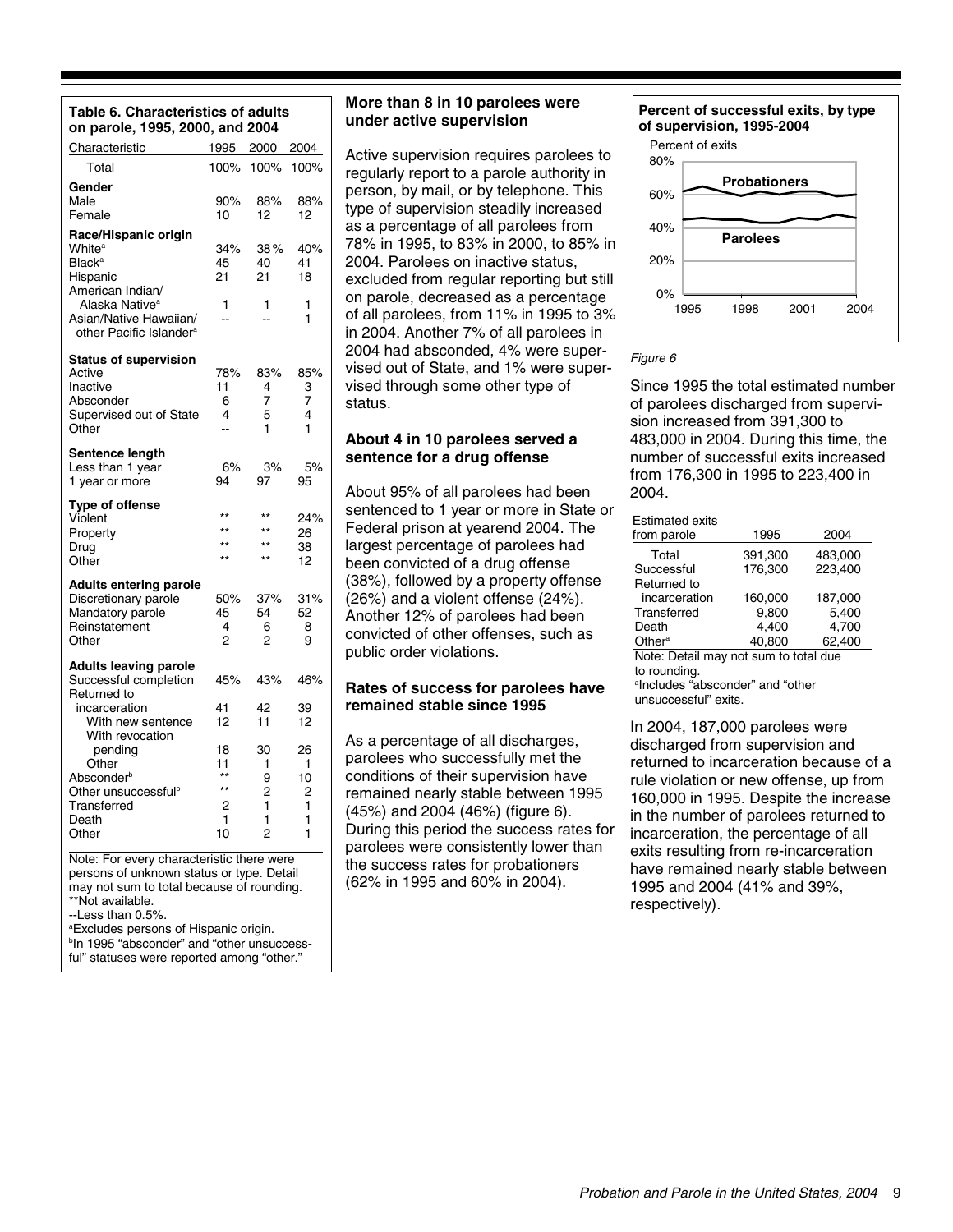**Table 6. Characteristics of adults on parole, 1995, 2000, and 2004**

| Characteristic | 1995 | 2000 | 2004 |
|---|---|---|---|
| Total | 100% | 100% | 100% |
| **Gender** | | | |
| Male | 90% | 88% | 88% |
| Female | 10 | 12 | 12 |
| **Race/Hispanic origin** | | | |
| White[a] | 34% | 38% | 40% |
| Black[a] | 45 | 40 | 41 |
| Hispanic | 21 | 21 | 18 |
| American Indian/ Alaska Native[a] | 1 | 1 | 1 |
| Asian/Native Hawaiian/ other Pacific Islander[a] | -- | -- | 1 |
| **Status of supervision** | | | |
| Active | 78% | 83% | 85% |
| Inactive | 11 | 4 | 3 |
| Absconder | 6 | 7 | 7 |
| Supervised out of State | 4 | 5 | 4 |
| Other | -- | 1 | 1 |
| **Sentence length** | | | |
| Less than 1 year | 6% | 3% | 5% |
| 1 year or more | 94 | 97 | 95 |
| **Type of offense** | | | |
| Violent | ** | ** | 24% |
| Property | ** | ** | 26 |
| Drug | ** | ** | 38 |
| Other | ** | ** | 12 |
| **Adults entering parole** | | | |
| Discretionary parole | 50% | 37% | 31% |
| Mandatory parole | 45 | 54 | 52 |
| Reinstatement | 4 | 6 | 8 |
| Other | 2 | 2 | 9 |
| **Adults leaving parole** | | | |
| Successful completion | 45% | 43% | 46% |
| Returned to incarceration | 41 | 42 | 39 |
| With new sentence | 12 | 11 | 12 |
| With revocation pending | 18 | 30 | 26 |
| Other | 11 | 1 | 1 |
| Absconder[b] | ** | 9 | 10 |
| Other unsuccessful[b] | ** | 2 | 2 |
| Transferred | 2 | 1 | 1 |
| Death | 1 | 1 | 1 |
| Other | 10 | 2 | 1 |

Note: For every characteristic there were persons of unknown status or type. Detail may not sum to total because of rounding.
**Not available.
--Less than 0.5%.
[a]Excludes persons of Hispanic origin.
[b]In 1995 "absconder" and "other unsuccessful" statuses were reported among "other."

### More than 8 in 10 parolees were under active supervision

Active supervision requires parolees to regularly report to a parole authority in person, by mail, or by telephone. This type of supervision steadily increased as a percentage of all parolees from 78% in 1995, to 83% in 2000, to 85% in 2004. Parolees on inactive status, excluded from regular reporting but still on parole, decreased as a percentage of all parolees, from 11% in 1995 to 3% in 2004. Another 7% of all parolees in 2004 had absconded, 4% were supervised out of State, and 1% were supervised through some other type of status.

### About 4 in 10 parolees served a sentence for a drug offense

About 95% of all parolees had been sentenced to 1 year or more in State or Federal prison at yearend 2004. The largest percentage of parolees had been convicted of a drug offense (38%), followed by a property offense (26%) and a violent offense (24%). Another 12% of parolees had been convicted of other offenses, such as public order violations.

### Rates of success for parolees have remained stable since 1995

As a percentage of all discharges, parolees who successfully met the conditions of their supervision have remained nearly stable between 1995 (45%) and 2004 (46%) (figure 6). During this period the success rates for parolees were consistently lower than the success rates for probationers (62% in 1995 and 60% in 2004).

**Percent of successful exits, by type of supervision, 1995-2004**

*Figure 6*

Since 1995 the total estimated number of parolees discharged from supervision increased from 391,300 to 483,000 in 2004. During this time, the number of successful exits increased from 176,300 in 1995 to 223,400 in 2004.

| Estimated exits from parole | 1995 | 2004 |
|---|---|---|
| Total | 391,300 | 483,000 |
| Successful | 176,300 | 223,400 |
| Returned to incarceration | 160,000 | 187,000 |
| Transferred | 9,800 | 5,400 |
| Death | 4,400 | 4,700 |
| Other[a] | 40,800 | 62,400 |

Note: Detail may not sum to total due to rounding.
[a]Includes "absconder" and "other unsuccessful" exits.

In 2004, 187,000 parolees were discharged from supervision and returned to incarceration because of a rule violation or new offense, up from 160,000 in 1995. Despite the increase in the number of parolees returned to incarceration, the percentage of all exits resulting from re-incarceration have remained nearly stable between 1995 and 2004 (41% and 39%, respectively).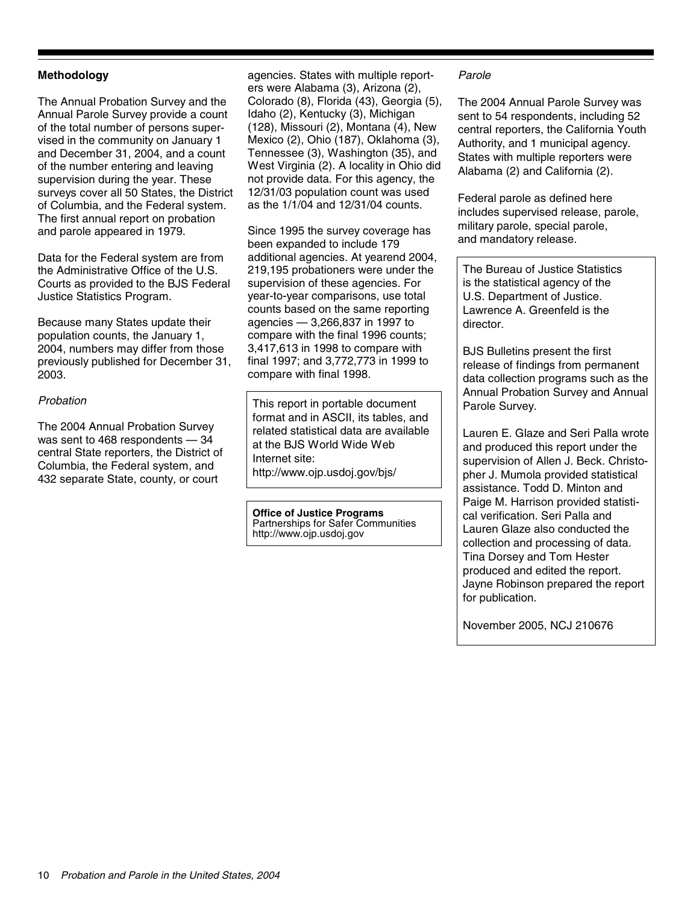## Methodology

The Annual Probation Survey and the Annual Parole Survey provide a count of the total number of persons supervised in the community on January 1 and December 31, 2004, and a count of the number entering and leaving supervision during the year. These surveys cover all 50 States, the District of Columbia, and the Federal system. The first annual report on probation and parole appeared in 1979.

Data for the Federal system are from the Administrative Office of the U.S. Courts as provided to the BJS Federal Justice Statistics Program.

Because many States update their population counts, the January 1, 2004, numbers may differ from those previously published for December 31, 2003.

### *Probation*

The 2004 Annual Probation Survey was sent to 468 respondents — 34 central State reporters, the District of Columbia, the Federal system, and 432 separate State, county, or court agencies. States with multiple reporters were Alabama (3), Arizona (2), Colorado (8), Florida (43), Georgia (5), Idaho (2), Kentucky (3), Michigan (128), Missouri (2), Montana (4), New Mexico (2), Ohio (187), Oklahoma (3), Tennessee (3), Washington (35), and West Virginia (2). A locality in Ohio did not provide data. For this agency, the 12/31/03 population count was used as the 1/1/04 and 12/31/04 counts.

Since 1995 the survey coverage has been expanded to include 179 additional agencies. At yearend 2004, 219,195 probationers were under the supervision of these agencies. For year-to-year comparisons, use total counts based on the same reporting agencies — 3,266,837 in 1997 to compare with the final 1996 counts; 3,417,613 in 1998 to compare with final 1997; and 3,772,773 in 1999 to compare with final 1998.

### *Parole*

The 2004 Annual Parole Survey was sent to 54 respondents, including 52 central reporters, the California Youth Authority, and 1 municipal agency. States with multiple reporters were Alabama (2) and California (2).

Federal parole as defined here includes supervised release, parole, military parole, special parole, and mandatory release.

This report in portable document format and in ASCII, its tables, and related statistical data are available at the BJS World Wide Web Internet site: http://www.ojp.usdoj.gov/bjs/

**Office of Justice Programs**
Partnerships for Safer Communities
http://www.ojp.usdoj.gov

The Bureau of Justice Statistics is the statistical agency of the U.S. Department of Justice. Lawrence A. Greenfeld is the director.

BJS Bulletins present the first release of findings from permanent data collection programs such as the Annual Probation Survey and Annual Parole Survey.

Lauren E. Glaze and Seri Palla wrote and produced this report under the supervision of Allen J. Beck. Christopher J. Mumola provided statistical assistance. Todd D. Minton and Paige M. Harrison provided statistical verification. Seri Palla and Lauren Glaze also conducted the collection and processing of data. Tina Dorsey and Tom Hester produced and edited the report. Jayne Robinson prepared the report for publication.

November 2005, NCJ 210676